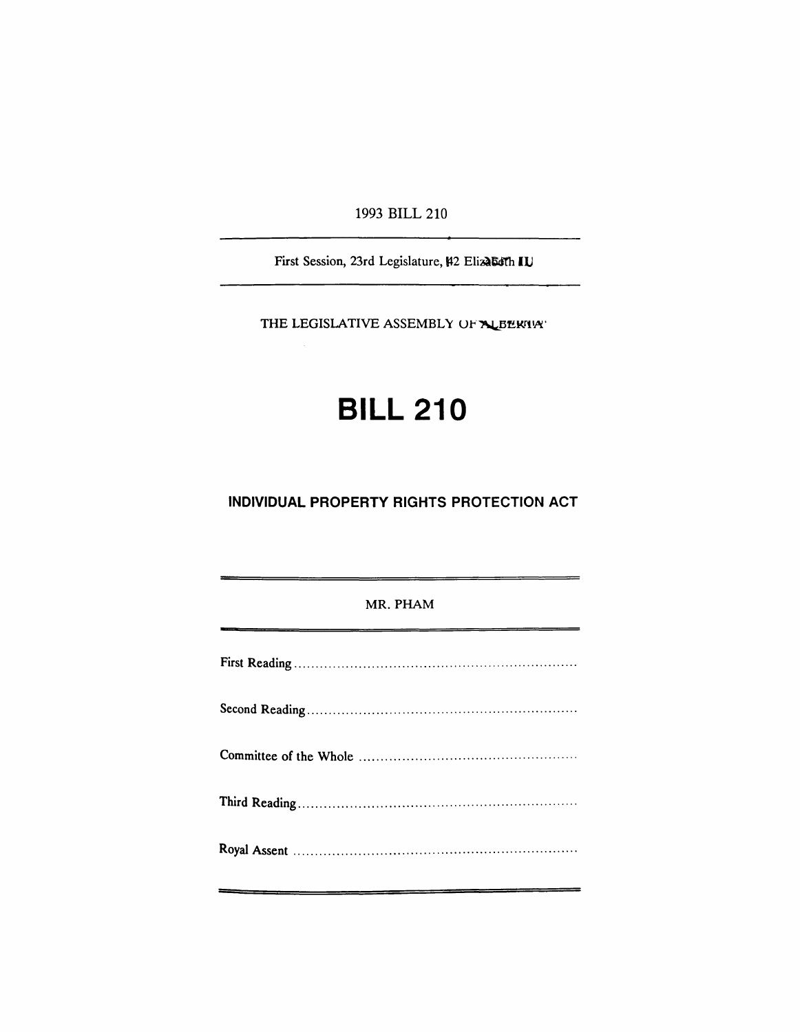1993 BILL 210

---

First Session, 23rd Legislature, 42 Elizabeth II

---

THE LEGISLATIVE ASSEMBLY OF ALBERTA

# BILL 210

## INDIVIDUAL PROPERTY RIGHTS PROTECTION ACT

---

MR. PHAM

---

First Reading ................................................................

Second Reading ................................................................

Committee of the Whole ................................................................

Third Reading ................................................................

Royal Assent ................................................................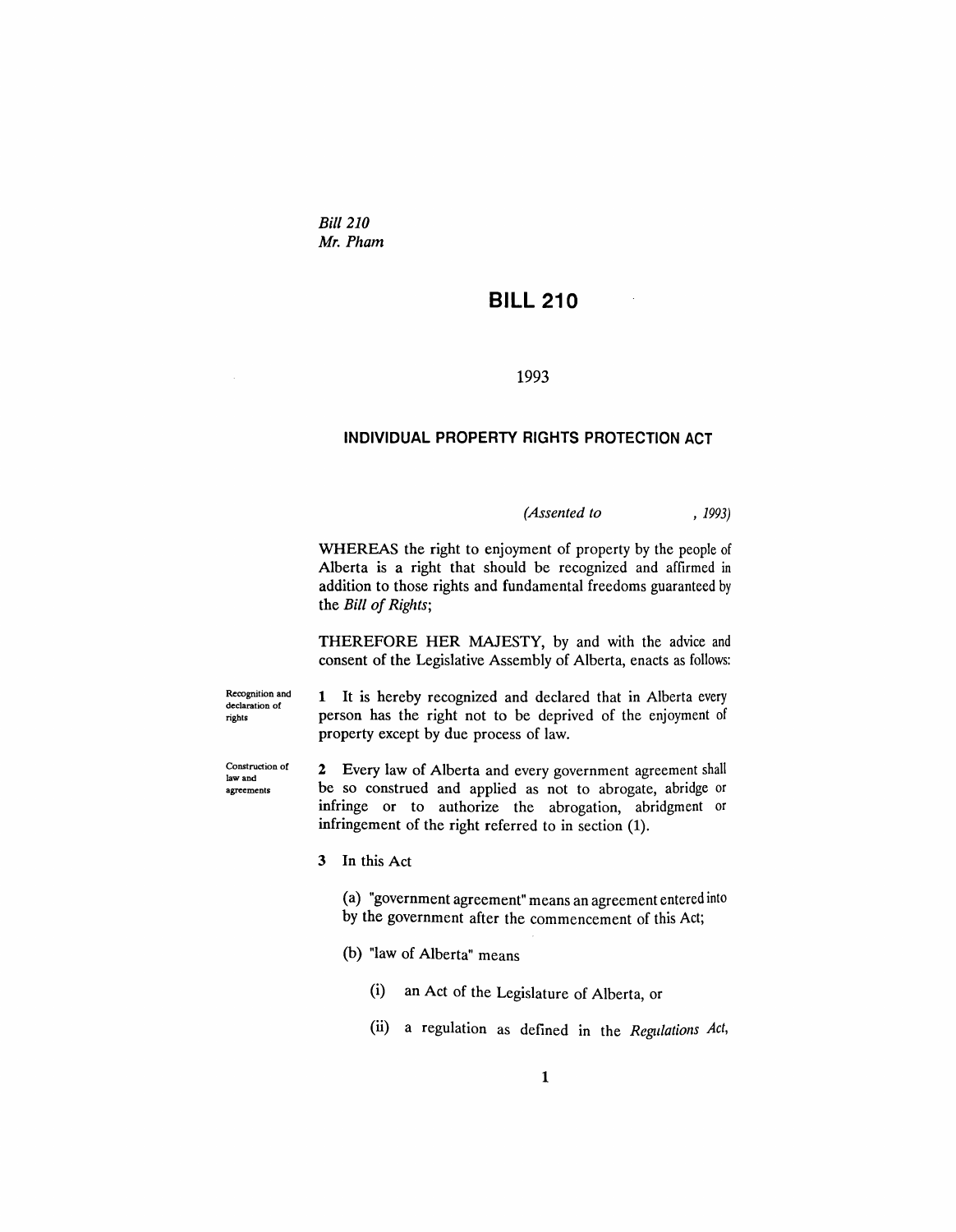*Bill 210*
*Mr. Pham*

# BILL 210

1993

## INDIVIDUAL PROPERTY RIGHTS PROTECTION ACT

*(Assented to , 1993)*

WHEREAS the right to enjoyment of property by the people of Alberta is a right that should be recognized and affirmed in addition to those rights and fundamental freedoms guaranteed by the *Bill of Rights*;

THEREFORE HER MAJESTY, by and with the advice and consent of the Legislative Assembly of Alberta, enacts as follows:

Recognition and declaration of rights

**1** It is hereby recognized and declared that in Alberta every person has the right not to be deprived of the enjoyment of property except by due process of law.

Construction of law and agreements

**2** Every law of Alberta and every government agreement shall be so construed and applied as not to abrogate, abridge or infringe or to authorize the abrogation, abridgment or infringement of the right referred to in section (1).

**3** In this Act

(a) "government agreement" means an agreement entered into by the government after the commencement of this Act;

(b) "law of Alberta" means

(i) an Act of the Legislature of Alberta, or

(ii) a regulation as defined in the *Regulations Act*,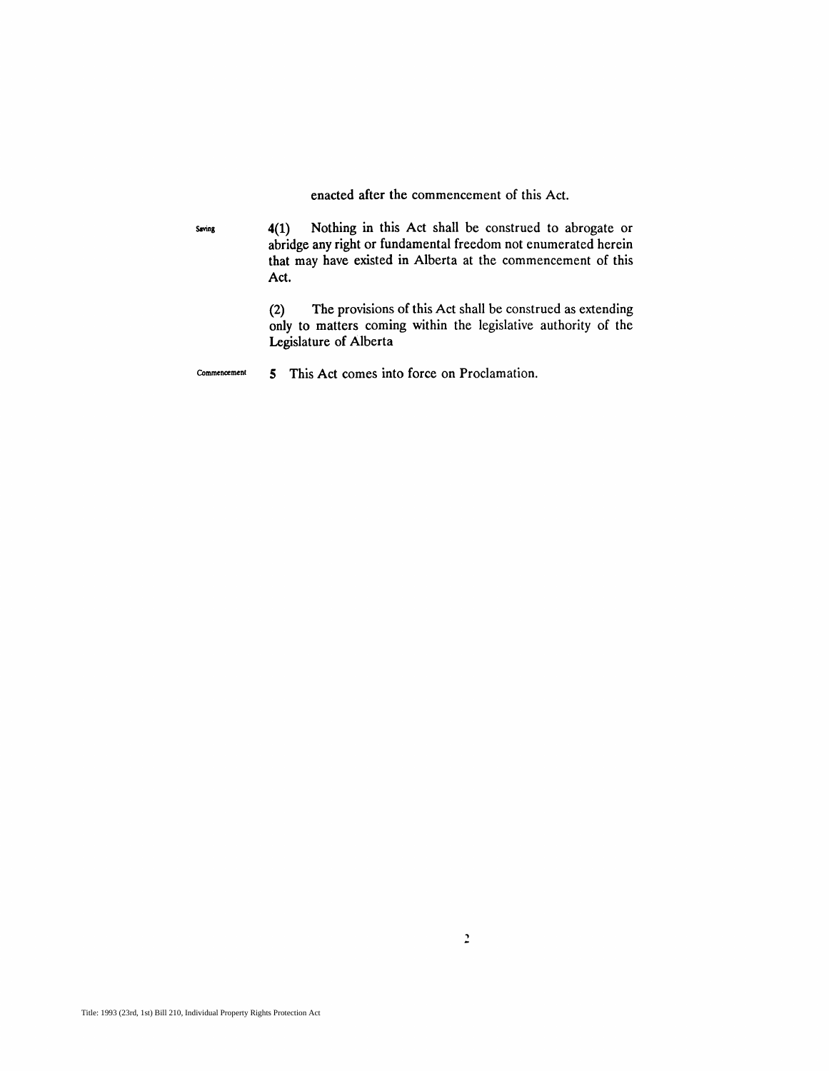enacted after the commencement of this Act.

Saving

**4(1)** Nothing in this Act shall be construed to abrogate or abridge any right or fundamental freedom not enumerated herein that may have existed in Alberta at the commencement of this Act.

(2) The provisions of this Act shall be construed as extending only to matters coming within the legislative authority of the Legislature of Alberta

Commencement

**5** This Act comes into force on Proclamation.

Title: 1993 (23rd, 1st) Bill 210, Individual Property Rights Protection Act